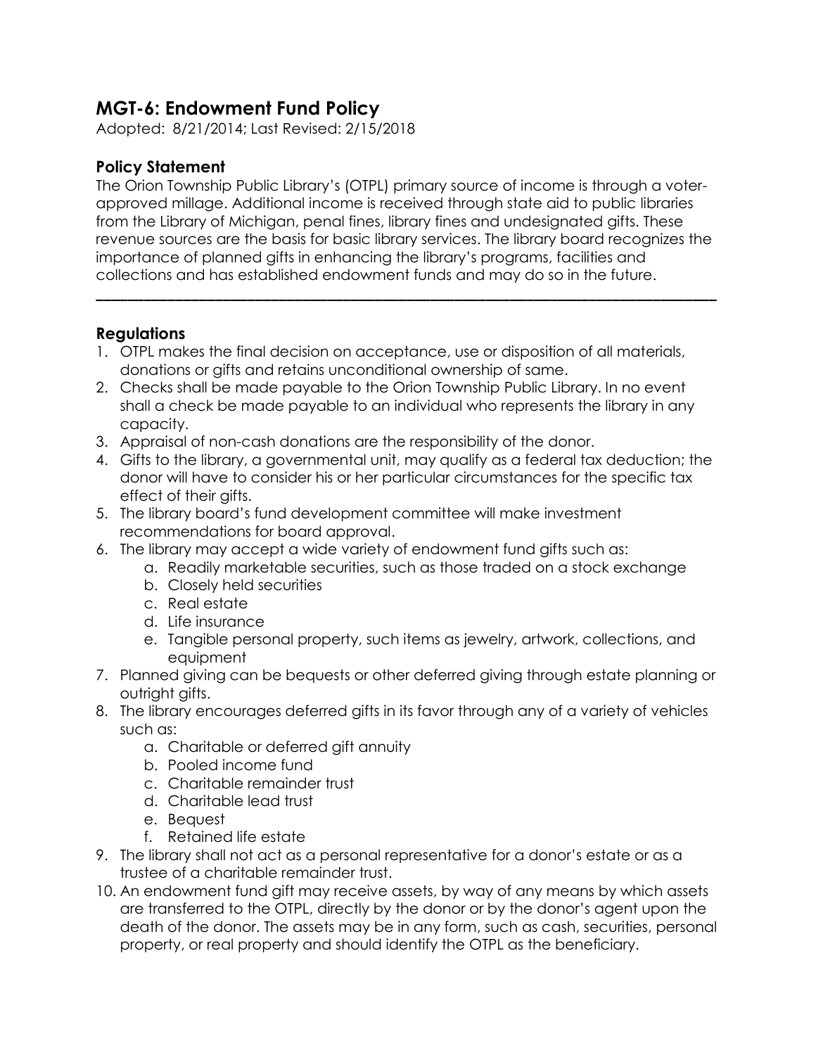# MGT-6: Endowment Fund Policy

Adopted: 8/21/2014; Last Revised: 2/15/2018

## Policy Statement

The Orion Township Public Library's (OTPL) primary source of income is through a voter-approved millage. Additional income is received through state aid to public libraries from the Library of Michigan, penal fines, library fines and undesignated gifts. These revenue sources are the basis for basic library services. The library board recognizes the importance of planned gifts in enhancing the library's programs, facilities and collections and has established endowment funds and may do so in the future.

---

## Regulations

1. OTPL makes the final decision on acceptance, use or disposition of all materials, donations or gifts and retains unconditional ownership of same.
2. Checks shall be made payable to the Orion Township Public Library. In no event shall a check be made payable to an individual who represents the library in any capacity.
3. Appraisal of non-cash donations are the responsibility of the donor.
4. Gifts to the library, a governmental unit, may qualify as a federal tax deduction; the donor will have to consider his or her particular circumstances for the specific tax effect of their gifts.
5. The library board's fund development committee will make investment recommendations for board approval.
6. The library may accept a wide variety of endowment fund gifts such as:
   a. Readily marketable securities, such as those traded on a stock exchange
   b. Closely held securities
   c. Real estate
   d. Life insurance
   e. Tangible personal property, such items as jewelry, artwork, collections, and equipment
7. Planned giving can be bequests or other deferred giving through estate planning or outright gifts.
8. The library encourages deferred gifts in its favor through any of a variety of vehicles such as:
   a. Charitable or deferred gift annuity
   b. Pooled income fund
   c. Charitable remainder trust
   d. Charitable lead trust
   e. Bequest
   f. Retained life estate
9. The library shall not act as a personal representative for a donor's estate or as a trustee of a charitable remainder trust.
10. An endowment fund gift may receive assets, by way of any means by which assets are transferred to the OTPL, directly by the donor or by the donor's agent upon the death of the donor. The assets may be in any form, such as cash, securities, personal property, or real property and should identify the OTPL as the beneficiary.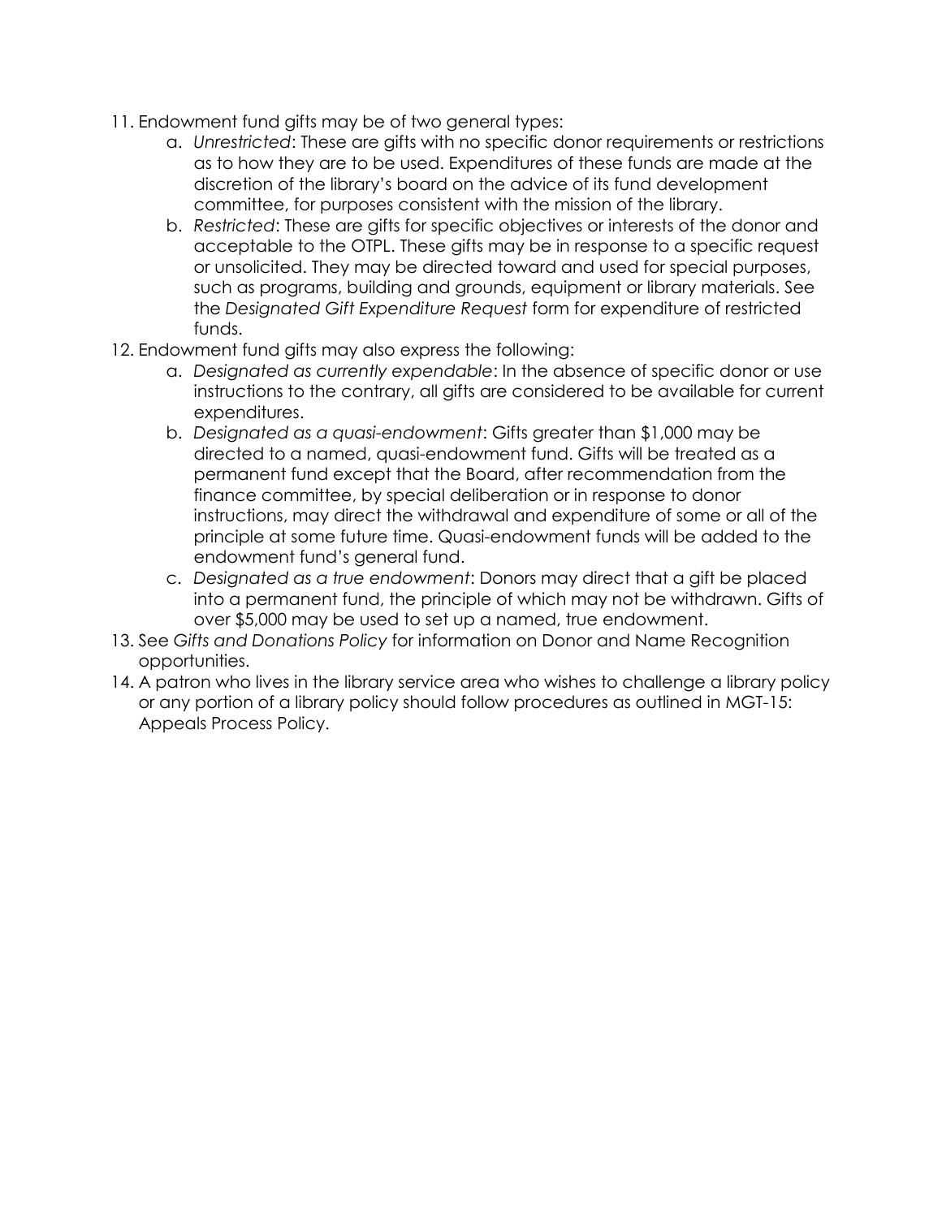11. Endowment fund gifts may be of two general types:
    a. *Unrestricted*: These are gifts with no specific donor requirements or restrictions as to how they are to be used. Expenditures of these funds are made at the discretion of the library's board on the advice of its fund development committee, for purposes consistent with the mission of the library.
    b. *Restricted*: These are gifts for specific objectives or interests of the donor and acceptable to the OTPL. These gifts may be in response to a specific request or unsolicited. They may be directed toward and used for special purposes, such as programs, building and grounds, equipment or library materials. See the *Designated Gift Expenditure Request* form for expenditure of restricted funds.
12. Endowment fund gifts may also express the following:
    a. *Designated as currently expendable*: In the absence of specific donor or use instructions to the contrary, all gifts are considered to be available for current expenditures.
    b. *Designated as a quasi-endowment*: Gifts greater than $1,000 may be directed to a named, quasi-endowment fund. Gifts will be treated as a permanent fund except that the Board, after recommendation from the finance committee, by special deliberation or in response to donor instructions, may direct the withdrawal and expenditure of some or all of the principle at some future time. Quasi-endowment funds will be added to the endowment fund's general fund.
    c. *Designated as a true endowment*: Donors may direct that a gift be placed into a permanent fund, the principle of which may not be withdrawn. Gifts of over $5,000 may be used to set up a named, true endowment.
13. See *Gifts and Donations Policy* for information on Donor and Name Recognition opportunities.
14. A patron who lives in the library service area who wishes to challenge a library policy or any portion of a library policy should follow procedures as outlined in MGT-15: Appeals Process Policy.